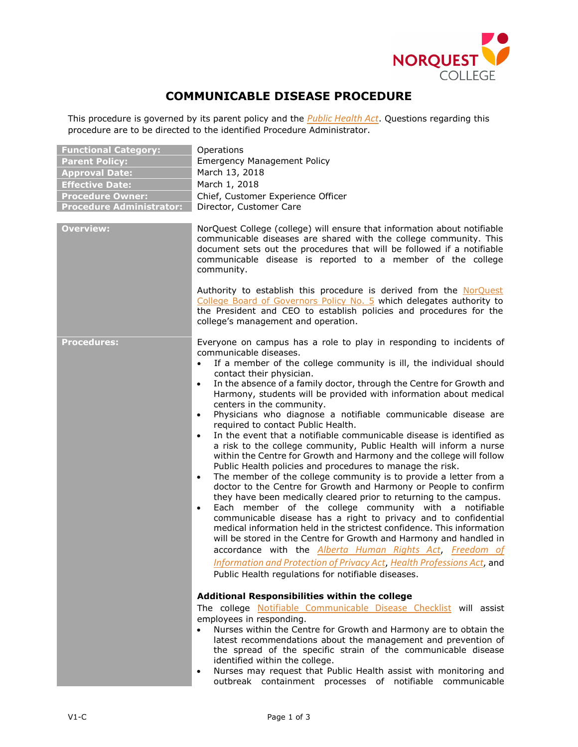# COMMUNICABLE DISEASE PROCEDURE

This procedure is governed by its parent policy and the *Public Health Act*. Questions regarding this procedure are to be directed to the identified Procedure Administrator.

| | |
|---|---|
| **Functional Category:** | Operations |
| **Parent Policy:** | Emergency Management Policy |
| **Approval Date:** | March 13, 2018 |
| **Effective Date:** | March 1, 2018 |
| **Procedure Owner:** | Chief, Customer Experience Officer |
| **Procedure Administrator:** | Director, Customer Care |

**Overview:**

NorQuest College (college) will ensure that information about notifiable communicable diseases are shared with the college community. This document sets out the procedures that will be followed if a notifiable communicable disease is reported to a member of the college community.

Authority to establish this procedure is derived from the NorQuest College Board of Governors Policy No. 5 which delegates authority to the President and CEO to establish policies and procedures for the college's management and operation.

**Procedures:**

Everyone on campus has a role to play in responding to incidents of communicable diseases.

- If a member of the college community is ill, the individual should contact their physician.
- In the absence of a family doctor, through the Centre for Growth and Harmony, students will be provided with information about medical centers in the community.
- Physicians who diagnose a notifiable communicable disease are required to contact Public Health.
- In the event that a notifiable communicable disease is identified as a risk to the college community, Public Health will inform a nurse within the Centre for Growth and Harmony and the college will follow Public Health policies and procedures to manage the risk.
- The member of the college community is to provide a letter from a doctor to the Centre for Growth and Harmony or People to confirm they have been medically cleared prior to returning to the campus.
- Each member of the college community with a notifiable communicable disease has a right to privacy and to confidential medical information held in the strictest confidence. This information will be stored in the Centre for Growth and Harmony and handled in accordance with the *Alberta Human Rights Act*, *Freedom of Information and Protection of Privacy Act*, *Health Professions Act*, and Public Health regulations for notifiable diseases.

**Additional Responsibilities within the college**

The college Notifiable Communicable Disease Checklist will assist employees in responding.

- Nurses within the Centre for Growth and Harmony are to obtain the latest recommendations about the management and prevention of the spread of the specific strain of the communicable disease identified within the college.
- Nurses may request that Public Health assist with monitoring and outbreak containment processes of notifiable communicable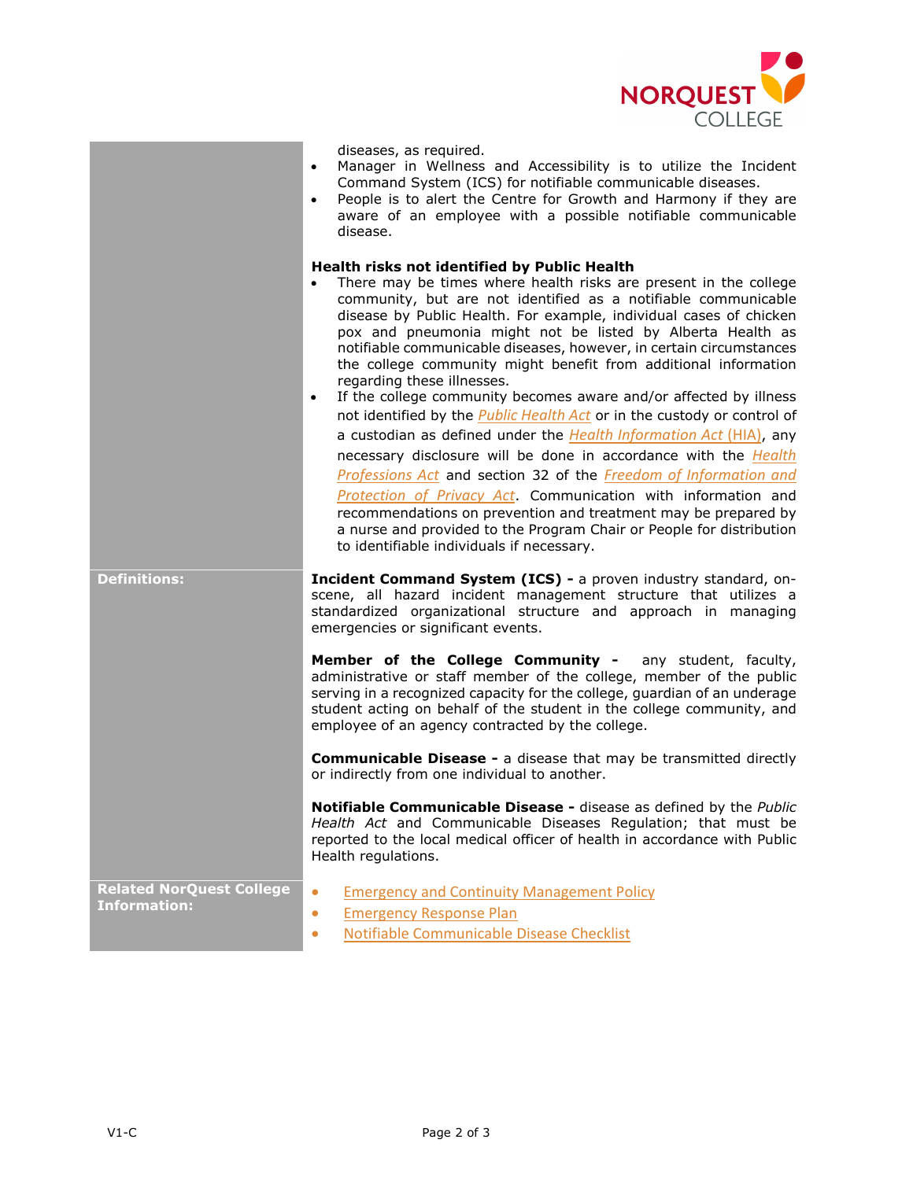diseases, as required.

- Manager in Wellness and Accessibility is to utilize the Incident Command System (ICS) for notifiable communicable diseases.
- People is to alert the Centre for Growth and Harmony if they are aware of an employee with a possible notifiable communicable disease.

**Health risks not identified by Public Health**

- There may be times where health risks are present in the college community, but are not identified as a notifiable communicable disease by Public Health. For example, individual cases of chicken pox and pneumonia might not be listed by Alberta Health as notifiable communicable diseases, however, in certain circumstances the college community might benefit from additional information regarding these illnesses.
- If the college community becomes aware and/or affected by illness not identified by the *Public Health Act* or in the custody or control of a custodian as defined under the *Health Information Act* (HIA), any necessary disclosure will be done in accordance with the *Health Professions Act* and section 32 of the *Freedom of Information and Protection of Privacy Act*. Communication with information and recommendations on prevention and treatment may be prepared by a nurse and provided to the Program Chair or People for distribution to identifiable individuals if necessary.

## Definitions:

**Incident Command System (ICS) -** a proven industry standard, on-scene, all hazard incident management structure that utilizes a standardized organizational structure and approach in managing emergencies or significant events.

**Member of the College Community -** any student, faculty, administrative or staff member of the college, member of the public serving in a recognized capacity for the college, guardian of an underage student acting on behalf of the student in the college community, and employee of an agency contracted by the college.

**Communicable Disease -** a disease that may be transmitted directly or indirectly from one individual to another.

**Notifiable Communicable Disease -** disease as defined by the *Public Health Act* and Communicable Diseases Regulation; that must be reported to the local medical officer of health in accordance with Public Health regulations.

## Related NorQuest College Information:

- Emergency and Continuity Management Policy
- Emergency Response Plan
- Notifiable Communicable Disease Checklist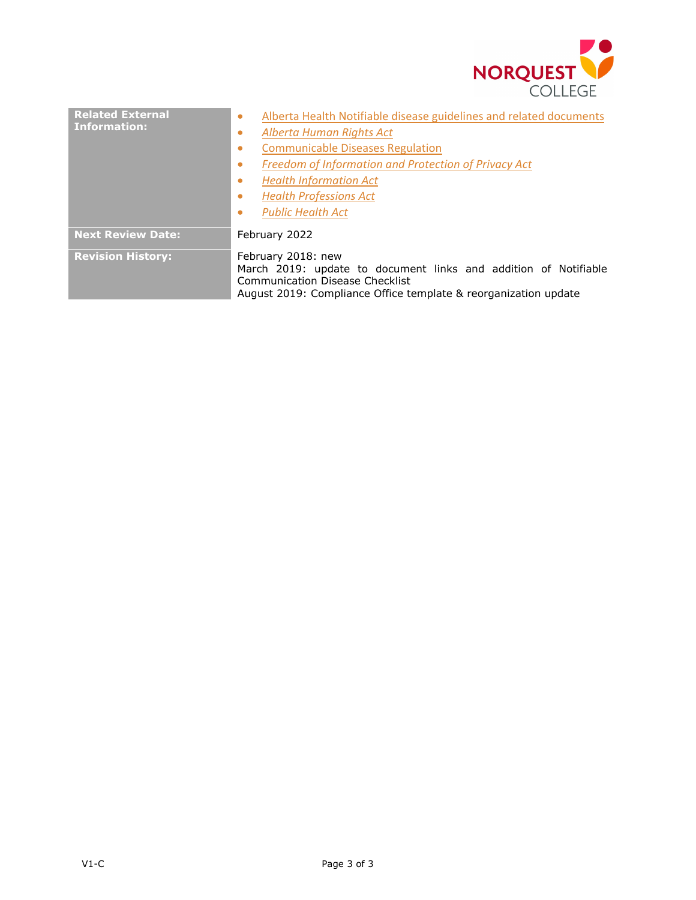| | |
|---|---|
| **Related External Information:** | • Alberta Health Notifiable disease guidelines and related documents<br>• *Alberta Human Rights Act*<br>• Communicable Diseases Regulation<br>• *Freedom of Information and Protection of Privacy Act*<br>• *Health Information Act*<br>• *Health Professions Act*<br>• *Public Health Act* |
| **Next Review Date:** | February 2022 |
| **Revision History:** | February 2018: new<br>March 2019: update to document links and addition of Notifiable Communication Disease Checklist<br>August 2019: Compliance Office template & reorganization update |